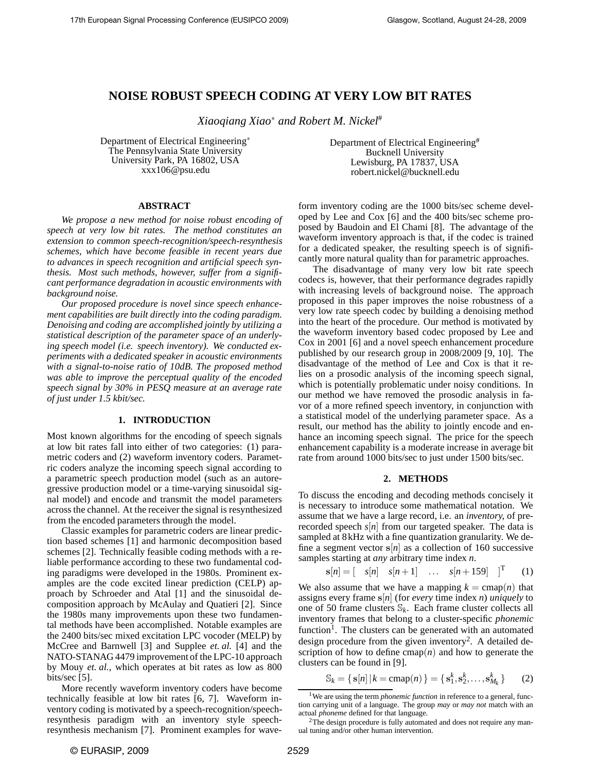# NOISE ROBUST SPEECH CODING AT VERY LOW BIT RATES

*Xiaoqiang Xiao*[*] *and Robert M. Nickel*[#]

Department of Electrical Engineering[*]
The Pennsylvania State University
University Park, PA 16802, USA
xxx106@psu.edu

Department of Electrical Engineering[#]
Bucknell University
Lewisburg, PA 17837, USA
robert.nickel@bucknell.edu

## ABSTRACT

*We propose a new method for noise robust encoding of speech at very low bit rates. The method constitutes an extension to common speech-recognition/speech-resynthesis schemes, which have become feasible in recent years due to advances in speech recognition and artificial speech synthesis. Most such methods, however, suffer from a significant performance degradation in acoustic environments with background noise.*

*Our proposed procedure is novel since speech enhancement capabilities are built directly into the coding paradigm. Denoising and coding are accomplished jointly by utilizing a statistical description of the parameter space of an underlying speech model (i.e. speech inventory). We conducted experiments with a dedicated speaker in acoustic environments with a signal-to-noise ratio of 10dB. The proposed method was able to improve the perceptual quality of the encoded speech signal by 30% in PESQ measure at an average rate of just under 1.5 kbit/sec.*

## 1. INTRODUCTION

Most known algorithms for the encoding of speech signals at low bit rates fall into either of two categories: (1) parametric coders and (2) waveform inventory coders. Parametric coders analyze the incoming speech signal according to a parametric speech production model (such as an autoregressive production model or a time-varying sinusoidal signal model) and encode and transmit the model parameters across the channel. At the receiver the signal is resynthesized from the encoded parameters through the model.

Classic examples for parametric coders are linear prediction based schemes [1] and harmonic decomposition based schemes [2]. Technically feasible coding methods with a reliable performance according to these two fundamental coding paradigms were developed in the 1980s. Prominent examples are the code excited linear prediction (CELP) approach by Schroeder and Atal [1] and the sinusoidal decomposition approach by McAulay and Quatieri [2]. Since the 1980s many improvements upon these two fundamental methods have been accomplished. Notable examples are the 2400 bits/sec mixed excitation LPC vocoder (MELP) by McCree and Barnwell [3] and Supplee *et. al.* [4] and the NATO-STANAG 4479 improvement of the LPC-10 approach by Mouy *et. al.*, which operates at bit rates as low as 800 bits/sec [5].

More recently waveform inventory coders have become technically feasible at low bit rates [6, 7]. Waveform inventory coding is motivated by a speech-recognition/speech-resynthesis paradigm with an inventory style speech-resynthesis mechanism [7]. Prominent examples for waveform inventory coding are the 1000 bits/sec scheme developed by Lee and Cox [6] and the 400 bits/sec scheme proposed by Baudoin and El Chami [8]. The advantage of the waveform inventory approach is that, if the codec is trained for a dedicated speaker, the resulting speech is of significantly more natural quality than for parametric approaches.

The disadvantage of many very low bit rate speech codecs is, however, that their performance degrades rapidly with increasing levels of background noise. The approach proposed in this paper improves the noise robustness of a very low rate speech codec by building a denoising method into the heart of the procedure. Our method is motivated by the waveform inventory based codec proposed by Lee and Cox in 2001 [6] and a novel speech enhancement procedure published by our research group in 2008/2009 [9, 10]. The disadvantage of the method of Lee and Cox is that it relies on a prosodic analysis of the incoming speech signal, which is potentially problematic under noisy conditions. In our method we have removed the prosodic analysis in favor of a more refined speech inventory, in conjunction with a statistical model of the underlying parameter space. As a result, our method has the ability to jointly encode and enhance an incoming speech signal. The price for the speech enhancement capability is a moderate increase in average bit rate from around 1000 bits/sec to just under 1500 bits/sec.

## 2. METHODS

To discuss the encoding and decoding methods concisely it is necessary to introduce some mathematical notation. We assume that we have a large record, i.e. an *inventory*, of prerecorded speech $s[n]$ from our targeted speaker. The data is sampled at 8 kHz with a fine quantization granularity. We define a segment vector $\mathbf{s}[n]$ as a collection of 160 successive samples starting at *any* arbitrary time index $n$.

$$\mathbf{s}[n] = [\quad s[n] \quad s[n+1] \quad \ldots \quad s[n+159] \quad ]^{\mathrm{T}} \qquad (1)$$

We also assume that we have a mapping $k = \mathrm{cmap}(n)$ that assigns every frame $\mathbf{s}[n]$ (for *every* time index $n$) *uniquely* to one of 50 frame clusters $\mathbb{S}_k$. Each frame cluster collects all inventory frames that belong to a cluster-specific *phonemic* function[1]. The clusters can be generated with an automated design procedure from the given inventory[2]. A detailed description of how to define $\mathrm{cmap}(n)$ and how to generate the clusters can be found in [9].

$$\mathbb{S}_k = \{\, \mathbf{s}[n] \,|\, k = \mathrm{cmap}(n)\,\} = \{\, \mathbf{s}_1^k, \mathbf{s}_2^k, \ldots, \mathbf{s}_{M_k}^k \,\} \qquad (2)$$

[1] We are using the term *phonemic function* in reference to a general, function carrying unit of a language. The group *may* or *may not* match with an actual *phoneme* defined for that language.

[2] The design procedure is fully automated and does not require any manual tuning and/or other human intervention.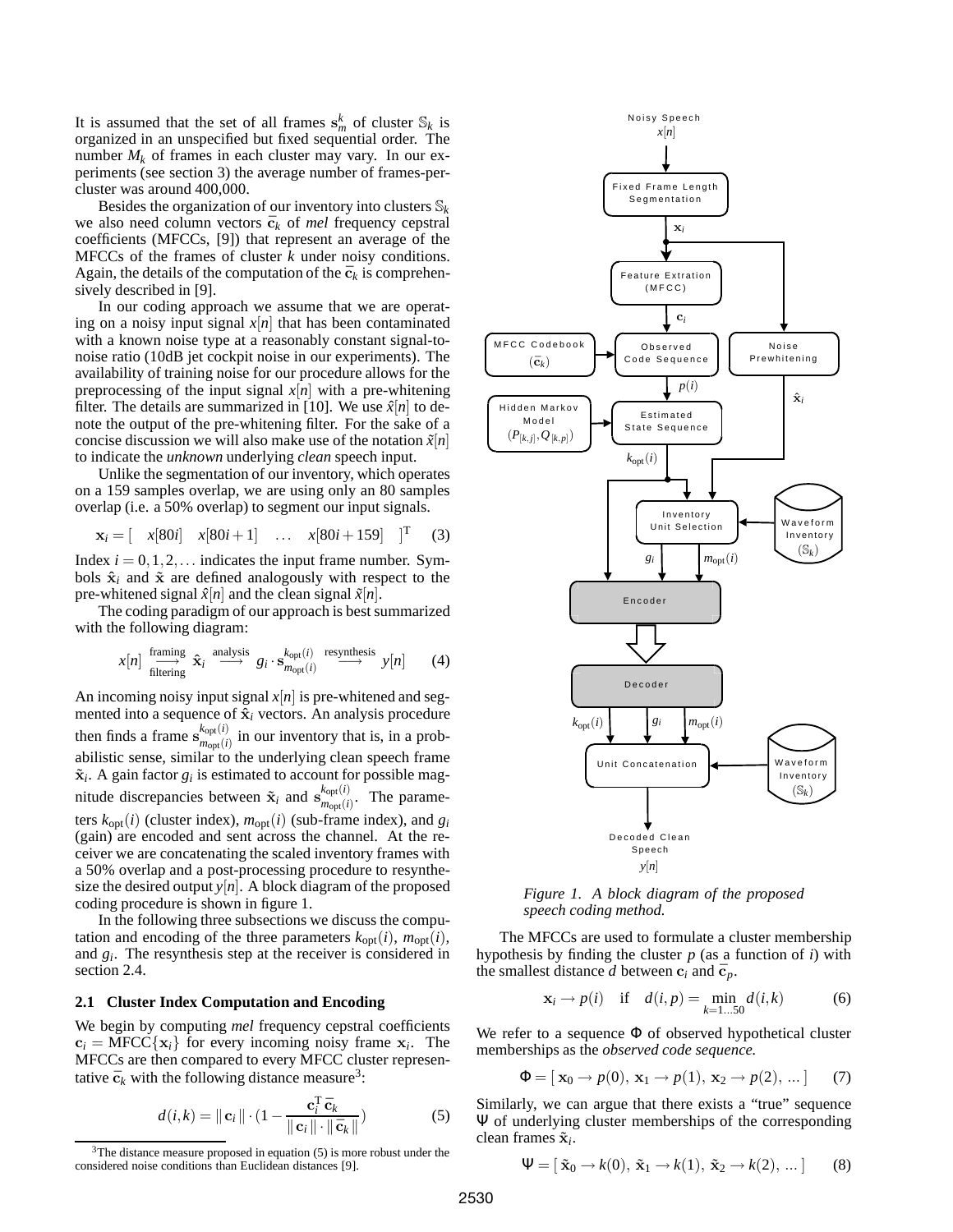It is assumed that the set of all frames $\mathbf{s}_m^k$ of cluster $\mathbb{S}_k$ is organized in an unspecified but fixed sequential order. The number $M_k$ of frames in each cluster may vary. In our experiments (see section 3) the average number of frames-per-cluster was around 400,000.

Besides the organization of our inventory into clusters $\mathbb{S}_k$ we also need column vectors $\bar{\mathbf{c}}_k$ of *mel* frequency cepstral coefficients (MFCCs, [9]) that represent an average of the MFCCs of the frames of cluster $k$ under noisy conditions. Again, the details of the computation of the $\bar{\mathbf{c}}_k$ is comprehensively described in [9].

In our coding approach we assume that we are operating on a noisy input signal $x[n]$ that has been contaminated with a known noise type at a reasonably constant signal-to-noise ratio (10dB jet cockpit noise in our experiments). The availability of training noise for our procedure allows for the preprocessing of the input signal $x[n]$ with a pre-whitening filter. The details are summarized in [10]. We use $\hat{x}[n]$ to denote the output of the pre-whitening filter. For the sake of a concise discussion we will also make use of the notation $\tilde{x}[n]$ to indicate the *unknown* underlying *clean* speech input.

Unlike the segmentation of our inventory, which operates on a 159 samples overlap, we are using only an 80 samples overlap (i.e. a 50% overlap) to segment our input signals.

$$\mathbf{x}_i = [\quad x[80i] \quad x[80i+1] \quad \dots \quad x[80i+159] \quad ]^{\mathrm{T}} \tag{3}$$

Index $i = 0, 1, 2, \dots$ indicates the input frame number. Symbols $\hat{\mathbf{x}}_i$ and $\tilde{\mathbf{x}}$ are defined analogously with respect to the pre-whitened signal $\hat{x}[n]$ and the clean signal $\tilde{x}[n]$.

The coding paradigm of our approach is best summarized with the following diagram:

$$x[n] \underset{\text{filtering}}{\overset{\text{framing}}{\longrightarrow}} \hat{\mathbf{x}}_i \overset{\text{analysis}}{\longrightarrow} g_i \cdot \mathbf{s}_{m_{\text{opt}}(i)}^{k_{\text{opt}}(i)} \overset{\text{resynthesis}}{\longrightarrow} y[n] \tag{4}$$

An incoming noisy input signal $x[n]$ is pre-whitened and segmented into a sequence of $\hat{\mathbf{x}}_i$ vectors. An analysis procedure then finds a frame $\mathbf{s}_{m_{\text{opt}}(i)}^{k_{\text{opt}}(i)}$ in our inventory that is, in a probabilistic sense, similar to the underlying clean speech frame $\tilde{\mathbf{x}}_i$. A gain factor $g_i$ is estimated to account for possible magnitude discrepancies between $\tilde{\mathbf{x}}_i$ and $\mathbf{s}_{m_{\text{opt}}(i)}^{k_{\text{opt}}(i)}$. The parameters $k_{\text{opt}}(i)$ (cluster index), $m_{\text{opt}}(i)$ (sub-frame index), and $g_i$ (gain) are encoded and sent across the channel. At the receiver we are concatenating the scaled inventory frames with a 50% overlap and a post-processing procedure to resynthesize the desired output $y[n]$. A block diagram of the proposed coding procedure is shown in figure 1.

In the following three subsections we discuss the computation and encoding of the three parameters $k_{\text{opt}}(i)$, $m_{\text{opt}}(i)$, and $g_i$. The resynthesis step at the receiver is considered in section 2.4.

### 2.1 Cluster Index Computation and Encoding

We begin by computing *mel* frequency cepstral coefficients $\mathbf{c}_i = \text{MFCC}\{\mathbf{x}_i\}$ for every incoming noisy frame $\mathbf{x}_i$. The MFCCs are then compared to every MFCC cluster representative $\bar{\mathbf{c}}_k$ with the following distance measure[3]:

$$d(i,k) = \|\,\mathbf{c}_i\,\| \cdot (1 - \frac{\mathbf{c}_i^{\mathrm{T}}\,\bar{\mathbf{c}}_k}{\|\,\mathbf{c}_i\,\| \cdot \|\,\bar{\mathbf{c}}_k\,\|}) \tag{5}$$

[3] The distance measure proposed in equation (5) is more robust under the considered noise conditions than Euclidean distances [9].

Noisy Speech $x[n]$ → Fixed Frame Length Segmentation → $\mathbf{x}_i$ → Feature Extration (MFCC) → $\mathbf{c}_i$ → Observed Code Sequence (with MFCC Codebook $(\bar{\mathbf{c}}_k)$) → $p(i)$ → Estimated State Sequence (with Hidden Markov Model $(P_{[k,j]}, Q_{[k,p]})$) → $k_{\text{opt}}(i)$ → Inventory Unit Selection (with Noise Prewhitening $\hat{\mathbf{x}}_i$ and Waveform Inventory $(\mathbb{S}_k)$) → $g_i$, $m_{\text{opt}}(i)$ → Encoder → Decoder → $k_{\text{opt}}(i)$, $g_i$, $m_{\text{opt}}(i)$ → Unit Concatenation (with Waveform Inventory $(\mathbb{S}_k)$) → Decoded Clean Speech $y[n]$

*Figure 1. A block diagram of the proposed speech coding method.*

The MFCCs are used to formulate a cluster membership hypothesis by finding the cluster $p$ (as a function of $i$) with the smallest distance $d$ between $\mathbf{c}_i$ and $\bar{\mathbf{c}}_p$.

$$\mathbf{x}_i \rightarrow p(i) \quad \text{if} \quad d(i,p) = \min_{k=1\dots50} d(i,k) \tag{6}$$

We refer to a sequence $\Phi$ of observed hypothetical cluster memberships as the *observed code sequence.*

$$\Phi = [\, \mathbf{x}_0 \rightarrow p(0),\, \mathbf{x}_1 \rightarrow p(1),\, \mathbf{x}_2 \rightarrow p(2),\, \dots\,] \tag{7}$$

Similarly, we can argue that there exists a "true" sequence $\Psi$ of underlying cluster memberships of the corresponding clean frames $\tilde{\mathbf{x}}_i$.

$$\Psi = [\, \tilde{\mathbf{x}}_0 \rightarrow k(0),\, \tilde{\mathbf{x}}_1 \rightarrow k(1),\, \tilde{\mathbf{x}}_2 \rightarrow k(2),\, \dots\,] \tag{8}$$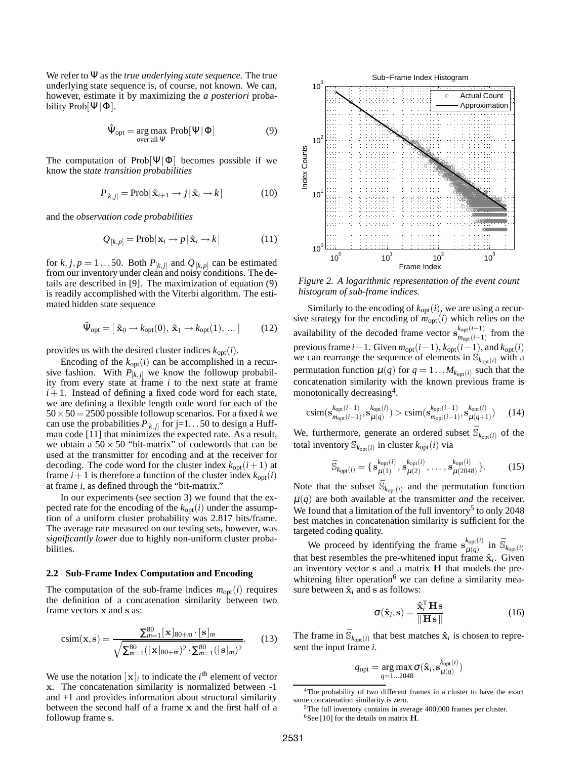We refer to $\Psi$ as the *true underlying state sequence*. The true underlying state sequence is, of course, not known. We can, however, estimate it by maximizing the *a posteriori* probability $\text{Prob}[\Psi|\Phi]$.

$$\hat{\Psi}_{\text{opt}} = \underset{\text{over all }\Psi}{\arg\max}\ \text{Prob}[\Psi|\Phi] \tag{9}$$

The computation of $\text{Prob}[\Psi|\Phi]$ becomes possible if we know the *state transition probabilities*

$$P_{[k,j]} = \text{Prob}[\tilde{\mathbf{x}}_{i+1} \to j\,|\,\tilde{\mathbf{x}}_i \to k] \tag{10}$$

and the *observation code probabilities*

$$Q_{[k,p]} = \text{Prob}[\mathbf{x}_i \to p\,|\,\tilde{\mathbf{x}}_i \to k] \tag{11}$$

for $k, j, p = 1 \ldots 50$. Both $P_{[k,j]}$ and $Q_{[k,p]}$ can be estimated from our inventory under clean and noisy conditions. The details are described in [9]. The maximization of equation (9) is readily accomplished with the Viterbi algorithm. The estimated hidden state sequence

$$\hat{\Psi}_{\text{opt}} = [\,\tilde{\mathbf{x}}_0 \to k_{\text{opt}}(0),\ \tilde{\mathbf{x}}_1 \to k_{\text{opt}}(1),\ \ldots\,] \tag{12}$$

provides us with the desired cluster indices $k_{\text{opt}}(i)$.

Encoding of the $k_{\text{opt}}(i)$ can be accomplished in a recursive fashion. With $P_{[k,j]}$ we know the followup probability from every state at frame $i$ to the next state at frame $i+1$. Instead of defining a fixed code word for each state, we are defining a flexible length code word for each of the $50 \times 50 = 2500$ possible followup scenarios. For a fixed $k$ we can use the probabilities $P_{[k,j]}$ for j=1…50 to design a Huffman code [11] that minimizes the expected rate. As a result, we obtain a $50 \times 50$ "bit-matrix" of codewords that can be used at the transmitter for encoding and at the receiver for decoding. The code word for the cluster index $k_{\text{opt}}(i+1)$ at frame $i+1$ is therefore a function of the cluster index $k_{\text{opt}}(i)$ at frame $i$, as defined through the "bit-matrix."

In our experiments (see section 3) we found that the expected rate for the encoding of the $k_{\text{opt}}(i)$ under the assumption of a uniform cluster probability was 2.817 bits/frame. The average rate measured on our testing sets, however, was *significantly lower* due to highly non-uniform cluster probabilities.

### 2.2 Sub-Frame Index Computation and Encoding

The computation of the sub-frame indices $m_{\text{opt}}(i)$ requires the definition of a concatenation similarity between two frame vectors $\mathbf{x}$ and $\mathbf{s}$ as:

$$\text{csim}(\mathbf{x},\mathbf{s}) = \frac{\sum_{m=1}^{80} [\mathbf{x}]_{80+m} \cdot [\mathbf{s}]_m}{\sqrt{\sum_{m=1}^{80} ([\mathbf{x}]_{80+m})^2 \cdot \sum_{m=1}^{80} ([\mathbf{s}]_m)^2}}. \tag{13}$$

We use the notation $[\mathbf{x}]_i$ to indicate the $i^{\text{th}}$ element of vector $\mathbf{x}$. The concatenation similarity is normalized between -1 and +1 and provides information about structural similarity between the second half of a frame $\mathbf{x}$ and the first half of a followup frame $\mathbf{s}$.

*Figure 2. A logarithmic representation of the event count histogram of sub-frame indices.*

Similarly to the encoding of $k_{\text{opt}}(i)$, we are using a recursive strategy for the encoding of $m_{\text{opt}}(i)$ which relies on the availability of the decoded frame vector $\mathbf{s}^{k_{\text{opt}}(i-1)}_{m_{\text{opt}}(i-1)}$ from the previous frame $i-1$. Given $m_{\text{opt}}(i-1)$, $k_{\text{opt}}(i-1)$, and $k_{\text{opt}}(i)$ we can rearrange the sequence of elements in $\mathbb{S}_{k_{\text{opt}}(i)}$ with a permutation function $\mu(q)$ for $q = 1 \ldots M_{k_{\text{opt}}(i)}$ such that the concatenation similarity with the known previous frame is monotonically decreasing[4].

$$\text{csim}(\mathbf{s}^{k_{\text{opt}}(i-1)}_{m_{\text{opt}}(i-1)}, \mathbf{s}^{k_{\text{opt}}(i)}_{\mu(q)}) > \text{csim}(\mathbf{s}^{k_{\text{opt}}(i-1)}_{m_{\text{opt}}(i-1)}, \mathbf{s}^{k_{\text{opt}}(i)}_{\mu(q+1)}) \tag{14}$$

We, furthermore, generate an ordered subset $\bar{\mathbb{S}}_{k_{\text{opt}}(i)}$ of the total inventory $\mathbb{S}_{k_{\text{opt}}(i)}$ in cluster $k_{\text{opt}}(i)$ via

$$\bar{\mathbb{S}}_{k_{\text{opt}}(i)} = \{\,\mathbf{s}^{k_{\text{opt}}(i)}_{\mu(1)}, \mathbf{s}^{k_{\text{opt}}(i)}_{\mu(2)}, \ldots, \mathbf{s}^{k_{\text{opt}}(i)}_{\mu(2048)}\,\}. \tag{15}$$

Note that the subset $\bar{\mathbb{S}}_{k_{\text{opt}}(i)}$ and the permutation function $\mu(q)$ are both available at the transmitter *and* the receiver. We found that a limitation of the full inventory[5] to only 2048 best matches in concatenation similarity is sufficient for the targeted coding quality.

We proceed by identifying the frame $\mathbf{s}^{k_{\text{opt}}(i)}_{\mu(q)}$ in $\bar{\mathbb{S}}_{k_{\text{opt}}(i)}$ that best resembles the pre-whitened input frame $\hat{\mathbf{x}}_i$. Given an inventory vector $\mathbf{s}$ and a matrix $\mathbf{H}$ that models the pre-whitening filter operation[6] we can define a similarity measure between $\hat{\mathbf{x}}_i$ and $\mathbf{s}$ as follows:

$$\sigma(\hat{\mathbf{x}}_i, \mathbf{s}) = \frac{\hat{\mathbf{x}}_i^{\text{T}}\,\mathbf{H}\,\mathbf{s}}{\|\,\mathbf{H}\,\mathbf{s}\,\|} \tag{16}$$

The frame in $\bar{\mathbb{S}}_{k_{\text{opt}}(i)}$ that best matches $\hat{\mathbf{x}}_i$ is chosen to represent the input frame $i$.

$$q_{\text{opt}} = \underset{q=1\ldots2048}{\arg\max}\ \sigma(\hat{\mathbf{x}}_i, \mathbf{s}^{k_{\text{opt}}(i)}_{\mu(q)})$$

---

[4] The probability of two different frames in a cluster to have the exact same concatenation similarity is zero.

[5] The full inventory contains in average 400,000 frames per cluster.

[6] See [10] for the details on matrix $\mathbf{H}$.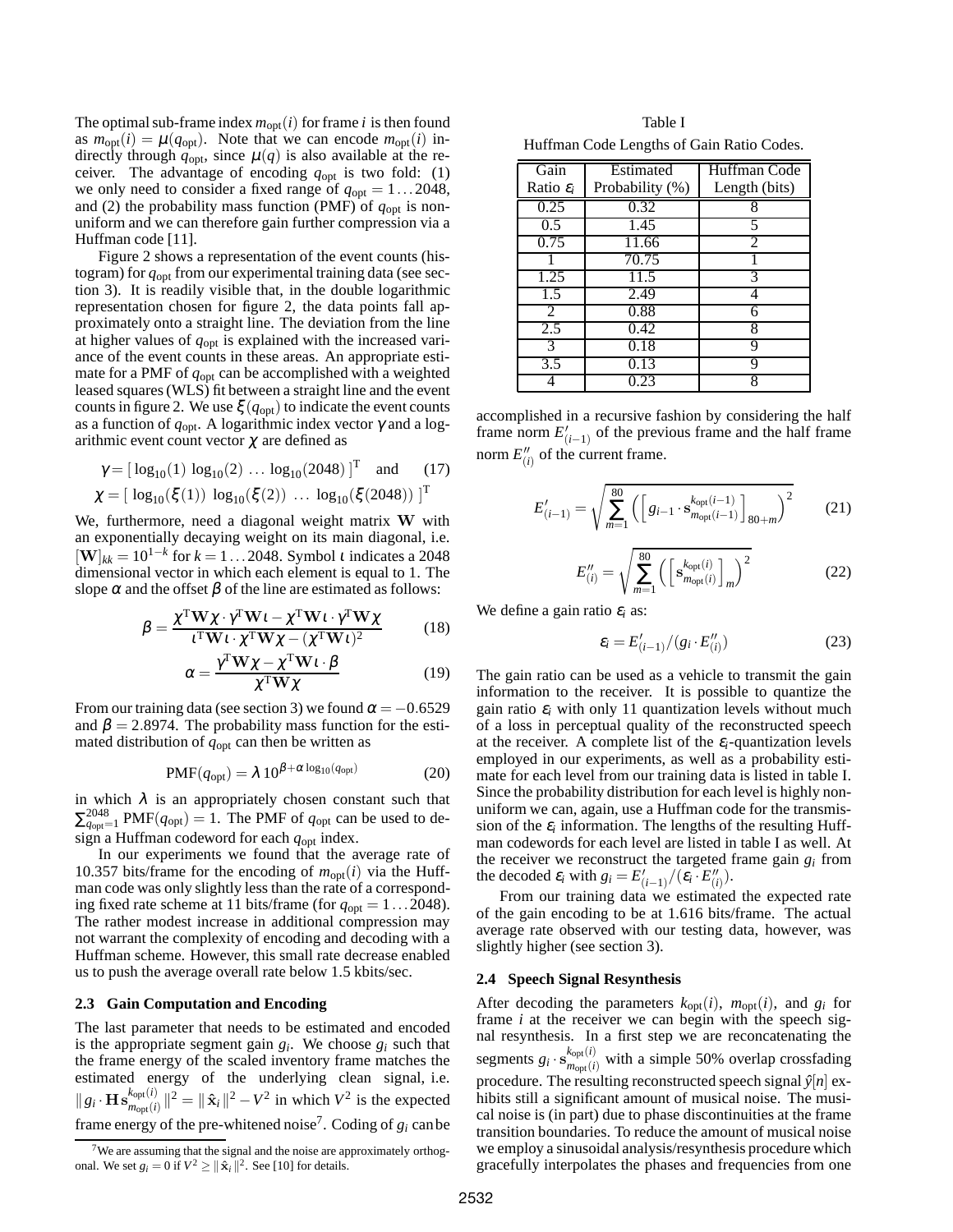The optimal sub-frame index $m_{\text{opt}}(i)$ for frame $i$ is then found as $m_{\text{opt}}(i) = \mu(q_{\text{opt}})$. Note that we can encode $m_{\text{opt}}(i)$ indirectly through $q_{\text{opt}}$, since $\mu(q)$ is also available at the receiver. The advantage of encoding $q_{\text{opt}}$ is two fold: (1) we only need to consider a fixed range of $q_{\text{opt}} = 1 \ldots 2048$, and (2) the probability mass function (PMF) of $q_{\text{opt}}$ is non-uniform and we can therefore gain further compression via a Huffman code [11].

Figure 2 shows a representation of the event counts (histogram) for $q_{\text{opt}}$ from our experimental training data (see section 3). It is readily visible that, in the double logarithmic representation chosen for figure 2, the data points fall approximately onto a straight line. The deviation from the line at higher values of $q_{\text{opt}}$ is explained with the increased variance of the event counts in these areas. An appropriate estimate for a PMF of $q_{\text{opt}}$ can be accomplished with a weighted leased squares (WLS) fit between a straight line and the event counts in figure 2. We use $\xi(q_{\text{opt}})$ to indicate the event counts as a function of $q_{\text{opt}}$. A logarithmic index vector $\gamma$ and a logarithmic event count vector $\chi$ are defined as

$$\gamma = [\, \log_{10}(1)\ \log_{10}(2)\ \ldots\ \log_{10}(2048)\,]^{\text{T}} \quad \text{and} \tag{17}$$
$$\chi = [\ \log_{10}(\xi(1))\ \log_{10}(\xi(2))\ \ldots\ \log_{10}(\xi(2048))\ ]^{\text{T}}$$

We, furthermore, need a diagonal weight matrix $\mathbf{W}$ with an exponentially decaying weight on its main diagonal, i.e. $[\mathbf{W}]_{kk} = 10^{1-k}$ for $k = 1 \ldots 2048$. Symbol $\iota$ indicates a 2048 dimensional vector in which each element is equal to 1. The slope $\alpha$ and the offset $\beta$ of the line are estimated as follows:

$$\beta = \frac{\chi^{\text{T}}\mathbf{W}\chi \cdot \gamma^{\text{T}}\mathbf{W}\iota - \chi^{\text{T}}\mathbf{W}\iota \cdot \gamma^{\text{T}}\mathbf{W}\chi}{\iota^{\text{T}}\mathbf{W}\iota \cdot \chi^{\text{T}}\mathbf{W}\chi - (\chi^{\text{T}}\mathbf{W}\iota)^2} \tag{18}$$

$$\alpha = \frac{\gamma^{\text{T}}\mathbf{W}\chi - \chi^{\text{T}}\mathbf{W}\iota \cdot \beta}{\chi^{\text{T}}\mathbf{W}\chi} \tag{19}$$

From our training data (see section 3) we found $\alpha = -0.6529$ and $\beta = 2.8974$. The probability mass function for the estimated distribution of $q_{\text{opt}}$ can then be written as

$$\text{PMF}(q_{\text{opt}}) = \lambda\, 10^{\beta + \alpha \log_{10}(q_{\text{opt}})} \tag{20}$$

in which $\lambda$ is an appropriately chosen constant such that $\sum_{q_{\text{opt}}=1}^{2048} \text{PMF}(q_{\text{opt}}) = 1$. The PMF of $q_{\text{opt}}$ can be used to design a Huffman codeword for each $q_{\text{opt}}$ index.

In our experiments we found that the average rate of 10.357 bits/frame for the encoding of $m_{\text{opt}}(i)$ via the Huffman code was only slightly less than the rate of a corresponding fixed rate scheme at 11 bits/frame (for $q_{\text{opt}} = 1 \ldots 2048$). The rather modest increase in additional compression may not warrant the complexity of encoding and decoding with a Huffman scheme. However, this small rate decrease enabled us to push the average overall rate below 1.5 kbits/sec.

### 2.3 Gain Computation and Encoding

The last parameter that needs to be estimated and encoded is the appropriate segment gain $g_i$. We choose $g_i$ such that the frame energy of the scaled inventory frame matches the estimated energy of the underlying clean signal, i.e. $\| g_i \cdot \mathbf{H}\mathbf{s}_{m_{\text{opt}}(i)}^{k_{\text{opt}}(i)} \|^2 = \| \hat{\mathbf{x}}_i \|^2 - V^2$ in which $V^2$ is the expected frame energy of the pre-whitened noise[7]. Coding of $g_i$ can be accomplished in a recursive fashion by considering the half frame norm $E'_{(i-1)}$ of the previous frame and the half frame norm $E''_{(i)}$ of the current frame.

[7] We are assuming that the signal and the noise are approximately orthogonal. We set $g_i = 0$ if $V^2 \geq \| \hat{\mathbf{x}}_i \|^2$. See [10] for details.

Table I

Huffman Code Lengths of Gain Ratio Codes.

| Gain Ratio $\varepsilon_i$ | Estimated Probability (%) | Huffman Code Length (bits) |
|---|---|---|
| 0.25 | 0.32 | 8 |
| 0.5 | 1.45 | 5 |
| 0.75 | 11.66 | 2 |
| 1 | 70.75 | 1 |
| 1.25 | 11.5 | 3 |
| 1.5 | 2.49 | 4 |
| 2 | 0.88 | 6 |
| 2.5 | 0.42 | 8 |
| 3 | 0.18 | 9 |
| 3.5 | 0.13 | 9 |
| 4 | 0.23 | 8 |

$$E'_{(i-1)} = \sqrt{\sum_{m=1}^{80} \left( \left[ g_{i-1} \cdot \mathbf{s}_{m_{\text{opt}}(i-1)}^{k_{\text{opt}}(i-1)} \right]_{80+m} \right)^2} \tag{21}$$

$$E''_{(i)} = \sqrt{\sum_{m=1}^{80} \left( \left[ \mathbf{s}_{m_{\text{opt}}(i)}^{k_{\text{opt}}(i)} \right]_{m} \right)^2} \tag{22}$$

We define a gain ratio $\varepsilon_i$ as:

$$\varepsilon_i = E'_{(i-1)} / (g_i \cdot E''_{(i)}) \tag{23}$$

The gain ratio can be used as a vehicle to transmit the gain information to the receiver. It is possible to quantize the gain ratio $\varepsilon_i$ with only 11 quantization levels without much of a loss in perceptual quality of the reconstructed speech at the receiver. A complete list of the $\varepsilon_i$-quantization levels employed in our experiments, as well as a probability estimate for each level from our training data is listed in table I. Since the probability distribution for each level is highly non-uniform we can, again, use a Huffman code for the transmission of the $\varepsilon_i$ information. The lengths of the resulting Huffman codewords for each level are listed in table I as well. At the receiver we reconstruct the targeted frame gain $g_i$ from the decoded $\varepsilon_i$ with $g_i = E'_{(i-1)} / (\varepsilon_i \cdot E''_{(i)})$.

From our training data we estimated the expected rate of the gain encoding to be at 1.616 bits/frame. The actual average rate observed with our testing data, however, was slightly higher (see section 3).

### 2.4 Speech Signal Resynthesis

After decoding the parameters $k_{\text{opt}}(i)$, $m_{\text{opt}}(i)$, and $g_i$ for frame $i$ at the receiver we can begin with the speech signal resynthesis. In a first step we are reconcatenating the segments $g_i \cdot \mathbf{s}_{m_{\text{opt}}(i)}^{k_{\text{opt}}(i)}$ with a simple 50% overlap crossfading procedure. The resulting reconstructed speech signal $\hat{y}[n]$ exhibits still a significant amount of musical noise. The musical noise is (in part) due to phase discontinuities at the frame transition boundaries. To reduce the amount of musical noise we employ a sinusoidal analysis/resynthesis procedure which gracefully interpolates the phases and frequencies from one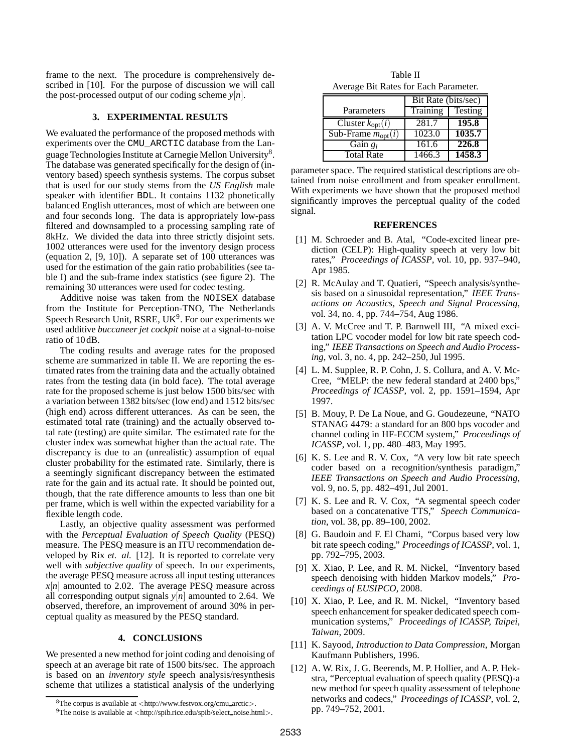frame to the next. The procedure is comprehensively described in [10]. For the purpose of discussion we will call the post-processed output of our coding scheme $y[n]$.

## 3. EXPERIMENTAL RESULTS

We evaluated the performance of the proposed methods with experiments over the CMU_ARCTIC database from the Language Technologies Institute at Carnegie Mellon University[8]. The database was generated specifically for the design of (inventory based) speech synthesis systems. The corpus subset that is used for our study stems from the *US English* male speaker with identifier BDL. It contains 1132 phonetically balanced English utterances, most of which are between one and four seconds long. The data is appropriately low-pass filtered and downsampled to a processing sampling rate of 8kHz. We divided the data into three strictly disjoint sets. 1002 utterances were used for the inventory design process (equation 2, [9, 10]). A separate set of 100 utterances was used for the estimation of the gain ratio probabilities (see table I) and the sub-frame index statistics (see figure 2). The remaining 30 utterances were used for codec testing.

Additive noise was taken from the NOISEX database from the Institute for Perception-TNO, The Netherlands Speech Research Unit, RSRE, UK[9]. For our experiments we used additive *buccaneer jet cockpit* noise at a signal-to-noise ratio of 10 dB.

The coding results and average rates for the proposed scheme are summarized in table II. We are reporting the estimated rates from the training data and the actually obtained rates from the testing data (in bold face). The total average rate for the proposed scheme is just below 1500 bits/sec with a variation between 1382 bits/sec (low end) and 1512 bits/sec (high end) across different utterances. As can be seen, the estimated total rate (training) and the actually observed total rate (testing) are quite similar. The estimated rate for the cluster index was somewhat higher than the actual rate. The discrepancy is due to an (unrealistic) assumption of equal cluster probability for the estimated rate. Similarly, there is a seemingly significant discrepancy between the estimated rate for the gain and its actual rate. It should be pointed out, though, that the rate difference amounts to less than one bit per frame, which is well within the expected variability for a flexible length code.

Lastly, an objective quality assessment was performed with the *Perceptual Evaluation of Speech Quality* (PESQ) measure. The PESQ measure is an ITU recommendation developed by Rix *et. al.* [12]. It is reported to correlate very well with *subjective quality* of speech. In our experiments, the average PESQ measure across all input testing utterances $x[n]$ amounted to 2.02. The average PESQ measure across all corresponding output signals $y[n]$ amounted to 2.64. We observed, therefore, an improvement of around 30% in perceptual quality as measured by the PESQ standard.

Table II
Average Bit Rates for Each Parameter.

| Parameters | Bit Rate (bits/sec) | |
|---|---|---|
| | Training | Testing |
| Cluster $k_{\mathrm{opt}}(i)$ | 281.7 | **195.8** |
| Sub-Frame $m_{\mathrm{opt}}(i)$ | 1023.0 | **1035.7** |
| Gain $g_i$ | 161.6 | **226.8** |
| Total Rate | 1466.3 | **1458.3** |

## 4. CONCLUSIONS

We presented a new method for joint coding and denoising of speech at an average bit rate of 1500 bits/sec. The approach is based on an *inventory style* speech analysis/resynthesis scheme that utilizes a statistical analysis of the underlying parameter space. The required statistical descriptions are obtained from noise enrollment and from speaker enrollment. With experiments we have shown that the proposed method significantly improves the perceptual quality of the coded signal.

## REFERENCES

[1] M. Schroeder and B. Atal, "Code-excited linear prediction (CELP): High-quality speech at very low bit rates," *Proceedings of ICASSP*, vol. 10, pp. 937–940, Apr 1985.

[2] R. McAulay and T. Quatieri, "Speech analysis/synthesis based on a sinusoidal representation," *IEEE Transactions on Acoustics, Speech and Signal Processing*, vol. 34, no. 4, pp. 744–754, Aug 1986.

[3] A. V. McCree and T. P. Barnwell III, "A mixed excitation LPC vocoder model for low bit rate speech coding," *IEEE Transactions on Speech and Audio Processing*, vol. 3, no. 4, pp. 242–250, Jul 1995.

[4] L. M. Supplee, R. P. Cohn, J. S. Collura, and A. V. McCree, "MELP: the new federal standard at 2400 bps," *Proceedings of ICASSP*, vol. 2, pp. 1591–1594, Apr 1997.

[5] B. Mouy, P. De La Noue, and G. Goudezeune, "NATO STANAG 4479: a standard for an 800 bps vocoder and channel coding in HF-ECCM system," *Proceedings of ICASSP*, vol. 1, pp. 480–483, May 1995.

[6] K. S. Lee and R. V. Cox, "A very low bit rate speech coder based on a recognition/synthesis paradigm," *IEEE Transactions on Speech and Audio Processing*, vol. 9, no. 5, pp. 482–491, Jul 2001.

[7] K. S. Lee and R. V. Cox, "A segmental speech coder based on a concatenative TTS," *Speech Communication*, vol. 38, pp. 89–100, 2002.

[8] G. Baudoin and F. El Chami, "Corpus based very low bit rate speech coding," *Proceedings of ICASSP*, vol. 1, pp. 792–795, 2003.

[9] X. Xiao, P. Lee, and R. M. Nickel, "Inventory based speech denoising with hidden Markov models," *Proceedings of EUSIPCO*, 2008.

[10] X. Xiao, P. Lee, and R. M. Nickel, "Inventory based speech enhancement for speaker dedicated speech communication systems," *Proceedings of ICASSP, Taipei, Taiwan*, 2009.

[11] K. Sayood, *Introduction to Data Compression*, Morgan Kaufmann Publishers, 1996.

[12] A. W. Rix, J. G. Beerends, M. P. Hollier, and A. P. Hekstra, "Perceptual evaluation of speech quality (PESQ)-a new method for speech quality assessment of telephone networks and codecs," *Proceedings of ICASSP*, vol. 2, pp. 749–752, 2001.

[8] The corpus is available at <http://www.festvox.org/cmu_arctic>.

[9] The noise is available at <http://spib.rice.edu/spib/select_noise.html>.